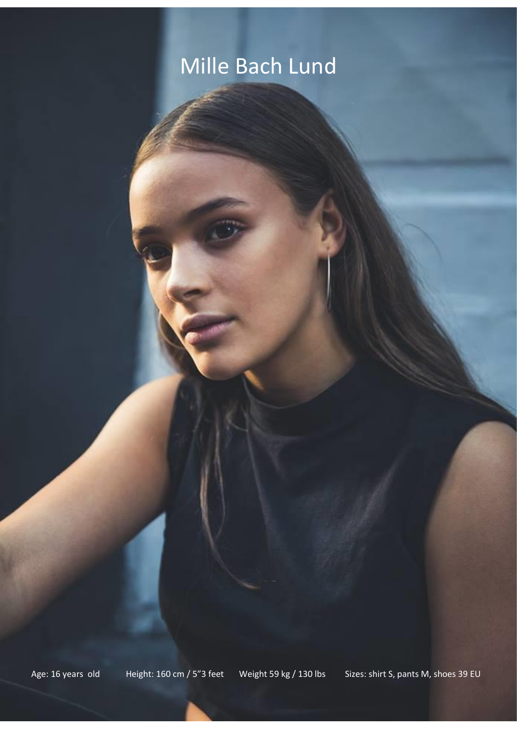# Mille Bach Lund

Age: 16 years old Height: 160 cm / 5"3 feet Weight 59 kg / 130 lbs Sizes: shirt S, pants M, shoes 39 EU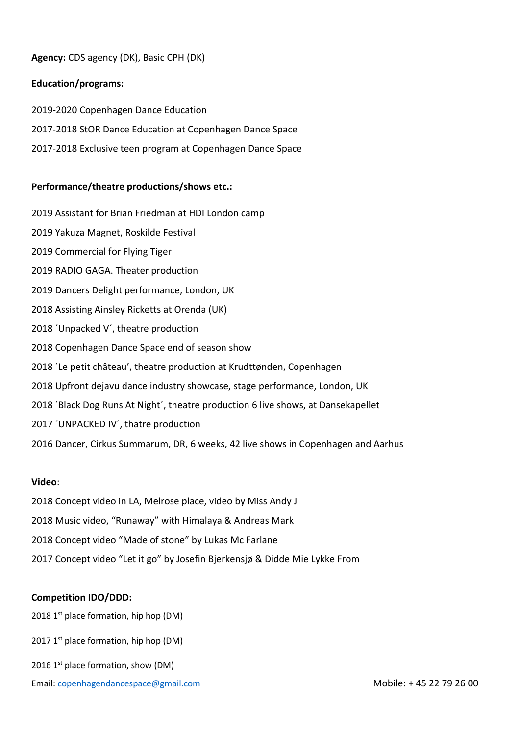**Agency:** CDS agency (DK), Basic CPH (DK)

**Education/programs:**

2019-2020 Copenhagen Dance Education

2017-2018 StOR Dance Education at Copenhagen Dance Space

2017-2018 Exclusive teen program at Copenhagen Dance Space

**Performance/theatre productions/shows etc.:**

2019 Assistant for Brian Friedman at HDI London camp

2019 Yakuza Magnet, Roskilde Festival

2019 Commercial for Flying Tiger

2019 RADIO GAGA. Theater production

2019 Dancers Delight performance, London, UK

2018 Assisting Ainsley Ricketts at Orenda (UK)

2018 ´Unpacked V´, theatre production

2018 Copenhagen Dance Space end of season show

2018 ´Le petit château', theatre production at Krudttønden, Copenhagen

2018 Upfront dejavu dance industry showcase, stage performance, London, UK

2018 ´Black Dog Runs At Night´, theatre production 6 live shows, at Dansekapellet

2017 ´UNPACKED IV´, thatre production

2016 Dancer, Cirkus Summarum, DR, 6 weeks, 42 live shows in Copenhagen and Aarhus

**Video**:

2018 Concept video in LA, Melrose place, video by Miss Andy J

2018 Music video, "Runaway" with Himalaya & Andreas Mark

2018 Concept video "Made of stone" by Lukas Mc Farlane

2017 Concept video "Let it go" by Josefin Bjerkensjø & Didde Mie Lykke From

**Competition IDO/DDD:**

2018 1st place formation, hip hop (DM)

2017 1st place formation, hip hop (DM)

2016 1st place formation, show (DM)

Email: copenhagendancespace@gmail.com Mobile: + 45 22 79 26 00